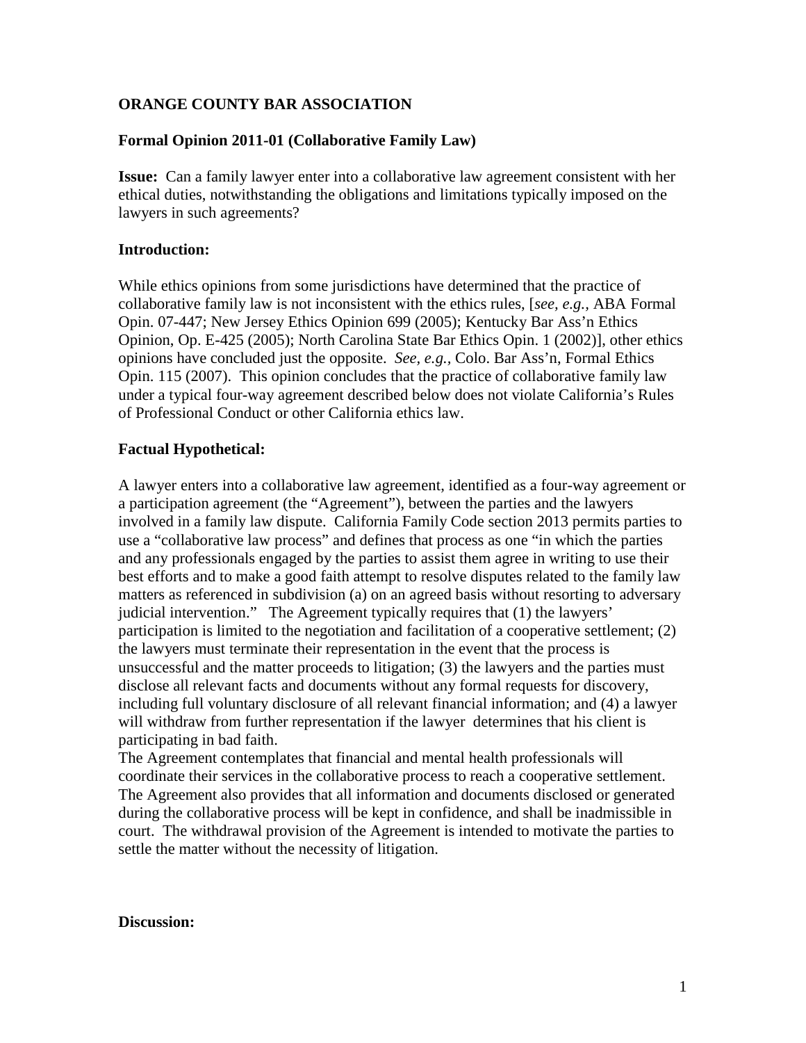**ORANGE COUNTY BAR ASSOCIATION**

**Formal Opinion 2011-01 (Collaborative Family Law)**

**Issue:** Can a family lawyer enter into a collaborative law agreement consistent with her ethical duties, notwithstanding the obligations and limitations typically imposed on the lawyers in such agreements?

**Introduction:**

While ethics opinions from some jurisdictions have determined that the practice of collaborative family law is not inconsistent with the ethics rules, [*see, e.g.,* ABA Formal Opin. 07-447; New Jersey Ethics Opinion 699 (2005); Kentucky Bar Ass'n Ethics Opinion, Op. E-425 (2005); North Carolina State Bar Ethics Opin. 1 (2002)], other ethics opinions have concluded just the opposite. *See, e.g.,* Colo. Bar Ass'n, Formal Ethics Opin. 115 (2007). This opinion concludes that the practice of collaborative family law under a typical four-way agreement described below does not violate California's Rules of Professional Conduct or other California ethics law.

**Factual Hypothetical:**

A lawyer enters into a collaborative law agreement, identified as a four-way agreement or a participation agreement (the "Agreement"), between the parties and the lawyers involved in a family law dispute. California Family Code section 2013 permits parties to use a "collaborative law process" and defines that process as one "in which the parties and any professionals engaged by the parties to assist them agree in writing to use their best efforts and to make a good faith attempt to resolve disputes related to the family law matters as referenced in subdivision (a) on an agreed basis without resorting to adversary judicial intervention." The Agreement typically requires that (1) the lawyers' participation is limited to the negotiation and facilitation of a cooperative settlement; (2) the lawyers must terminate their representation in the event that the process is unsuccessful and the matter proceeds to litigation; (3) the lawyers and the parties must disclose all relevant facts and documents without any formal requests for discovery, including full voluntary disclosure of all relevant financial information; and (4) a lawyer will withdraw from further representation if the lawyer determines that his client is participating in bad faith.

The Agreement contemplates that financial and mental health professionals will coordinate their services in the collaborative process to reach a cooperative settlement. The Agreement also provides that all information and documents disclosed or generated during the collaborative process will be kept in confidence, and shall be inadmissible in court. The withdrawal provision of the Agreement is intended to motivate the parties to settle the matter without the necessity of litigation.

**Discussion:**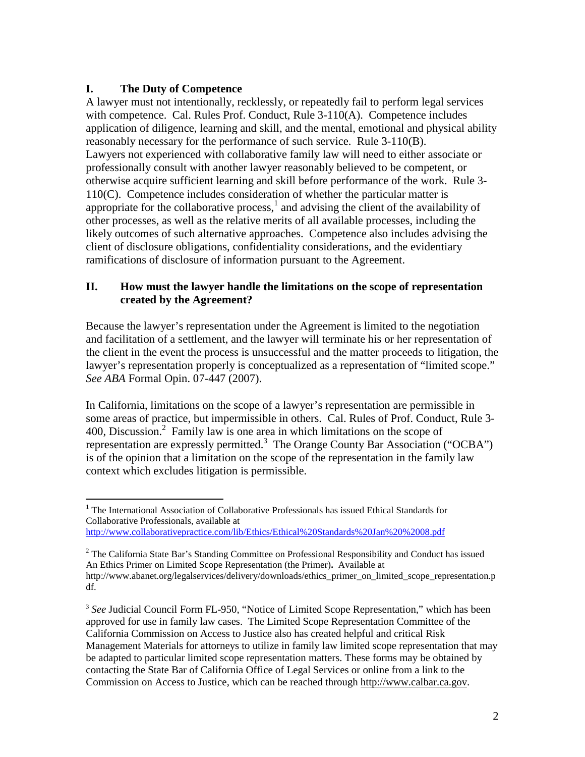## I. The Duty of Competence

A lawyer must not intentionally, recklessly, or repeatedly fail to perform legal services with competence. Cal. Rules Prof. Conduct, Rule 3-110(A). Competence includes application of diligence, learning and skill, and the mental, emotional and physical ability reasonably necessary for the performance of such service. Rule 3-110(B). Lawyers not experienced with collaborative family law will need to either associate or professionally consult with another lawyer reasonably believed to be competent, or otherwise acquire sufficient learning and skill before performance of the work. Rule 3-110(C). Competence includes consideration of whether the particular matter is appropriate for the collaborative process,[1] and advising the client of the availability of other processes, as well as the relative merits of all available processes, including the likely outcomes of such alternative approaches. Competence also includes advising the client of disclosure obligations, confidentiality considerations, and the evidentiary ramifications of disclosure of information pursuant to the Agreement.

## II. How must the lawyer handle the limitations on the scope of representation created by the Agreement?

Because the lawyer's representation under the Agreement is limited to the negotiation and facilitation of a settlement, and the lawyer will terminate his or her representation of the client in the event the process is unsuccessful and the matter proceeds to litigation, the lawyer's representation properly is conceptualized as a representation of "limited scope." *See ABA* Formal Opin. 07-447 (2007).

In California, limitations on the scope of a lawyer's representation are permissible in some areas of practice, but impermissible in others. Cal. Rules of Prof. Conduct, Rule 3-400, Discussion.[2] Family law is one area in which limitations on the scope of representation are expressly permitted.[3] The Orange County Bar Association ("OCBA") is of the opinion that a limitation on the scope of the representation in the family law context which excludes litigation is permissible.

---

[1] The International Association of Collaborative Professionals has issued Ethical Standards for Collaborative Professionals, available at http://www.collaborativepractice.com/lib/Ethics/Ethical%20Standards%20Jan%20%2008.pdf

[2] The California State Bar's Standing Committee on Professional Responsibility and Conduct has issued An Ethics Primer on Limited Scope Representation (the Primer). Available at http://www.abanet.org/legalservices/delivery/downloads/ethics_primer_on_limited_scope_representation.pdf.

[3] *See* Judicial Council Form FL-950, "Notice of Limited Scope Representation," which has been approved for use in family law cases. The Limited Scope Representation Committee of the California Commission on Access to Justice also has created helpful and critical Risk Management Materials for attorneys to utilize in family law limited scope representation that may be adapted to particular limited scope representation matters. These forms may be obtained by contacting the State Bar of California Office of Legal Services or online from a link to the Commission on Access to Justice, which can be reached through http://www.calbar.ca.gov.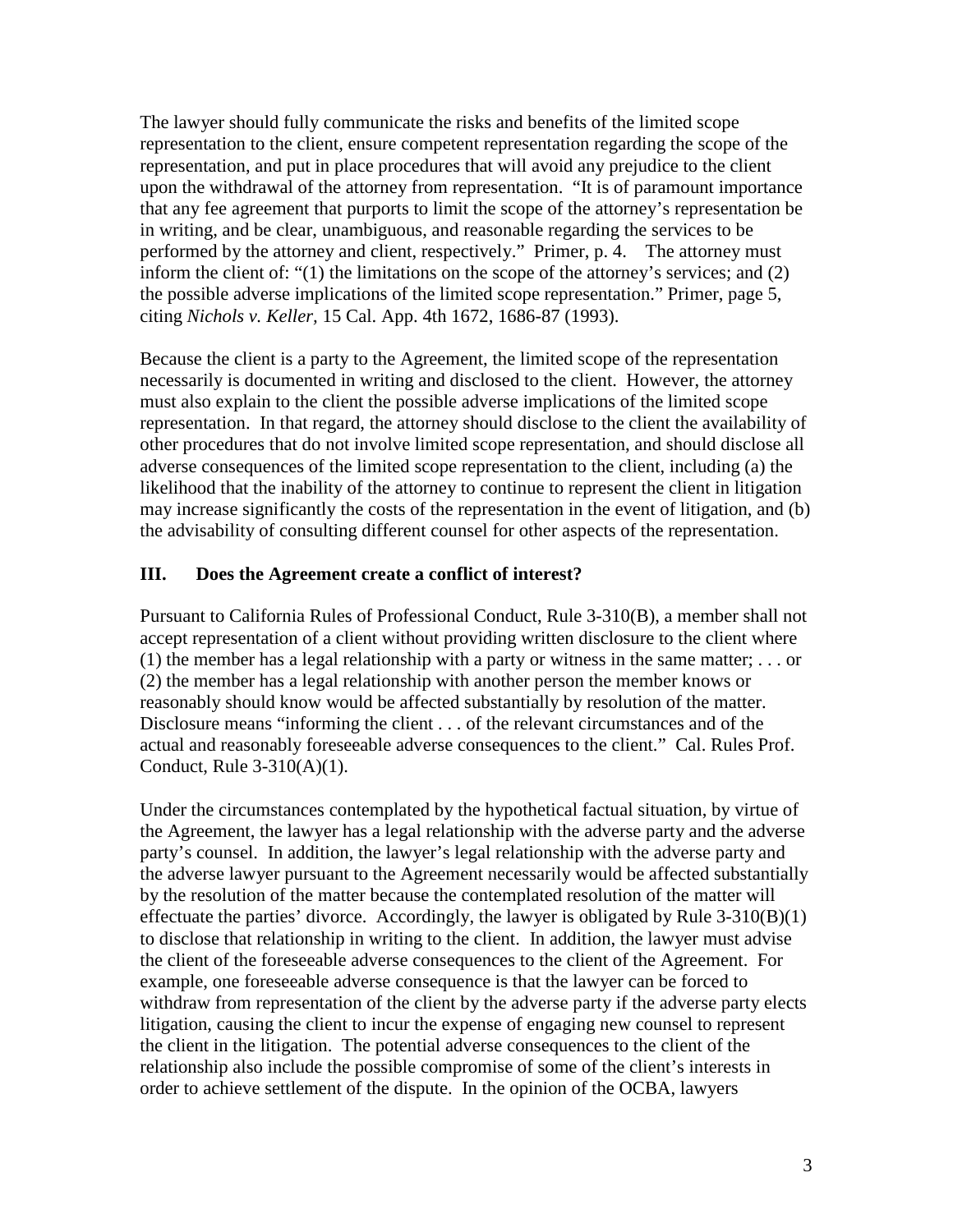The lawyer should fully communicate the risks and benefits of the limited scope representation to the client, ensure competent representation regarding the scope of the representation, and put in place procedures that will avoid any prejudice to the client upon the withdrawal of the attorney from representation. "It is of paramount importance that any fee agreement that purports to limit the scope of the attorney's representation be in writing, and be clear, unambiguous, and reasonable regarding the services to be performed by the attorney and client, respectively." Primer, p. 4. The attorney must inform the client of: "(1) the limitations on the scope of the attorney's services; and (2) the possible adverse implications of the limited scope representation." Primer, page 5, citing *Nichols v. Keller,* 15 Cal. App. 4th 1672, 1686-87 (1993).

Because the client is a party to the Agreement, the limited scope of the representation necessarily is documented in writing and disclosed to the client. However, the attorney must also explain to the client the possible adverse implications of the limited scope representation. In that regard, the attorney should disclose to the client the availability of other procedures that do not involve limited scope representation, and should disclose all adverse consequences of the limited scope representation to the client, including (a) the likelihood that the inability of the attorney to continue to represent the client in litigation may increase significantly the costs of the representation in the event of litigation, and (b) the advisability of consulting different counsel for other aspects of the representation.

## III. Does the Agreement create a conflict of interest?

Pursuant to California Rules of Professional Conduct, Rule 3-310(B), a member shall not accept representation of a client without providing written disclosure to the client where (1) the member has a legal relationship with a party or witness in the same matter; . . . or (2) the member has a legal relationship with another person the member knows or reasonably should know would be affected substantially by resolution of the matter. Disclosure means "informing the client . . . of the relevant circumstances and of the actual and reasonably foreseeable adverse consequences to the client." Cal. Rules Prof. Conduct, Rule 3-310(A)(1).

Under the circumstances contemplated by the hypothetical factual situation, by virtue of the Agreement, the lawyer has a legal relationship with the adverse party and the adverse party's counsel. In addition, the lawyer's legal relationship with the adverse party and the adverse lawyer pursuant to the Agreement necessarily would be affected substantially by the resolution of the matter because the contemplated resolution of the matter will effectuate the parties' divorce. Accordingly, the lawyer is obligated by Rule 3-310(B)(1) to disclose that relationship in writing to the client. In addition, the lawyer must advise the client of the foreseeable adverse consequences to the client of the Agreement. For example, one foreseeable adverse consequence is that the lawyer can be forced to withdraw from representation of the client by the adverse party if the adverse party elects litigation, causing the client to incur the expense of engaging new counsel to represent the client in the litigation. The potential adverse consequences to the client of the relationship also include the possible compromise of some of the client's interests in order to achieve settlement of the dispute. In the opinion of the OCBA, lawyers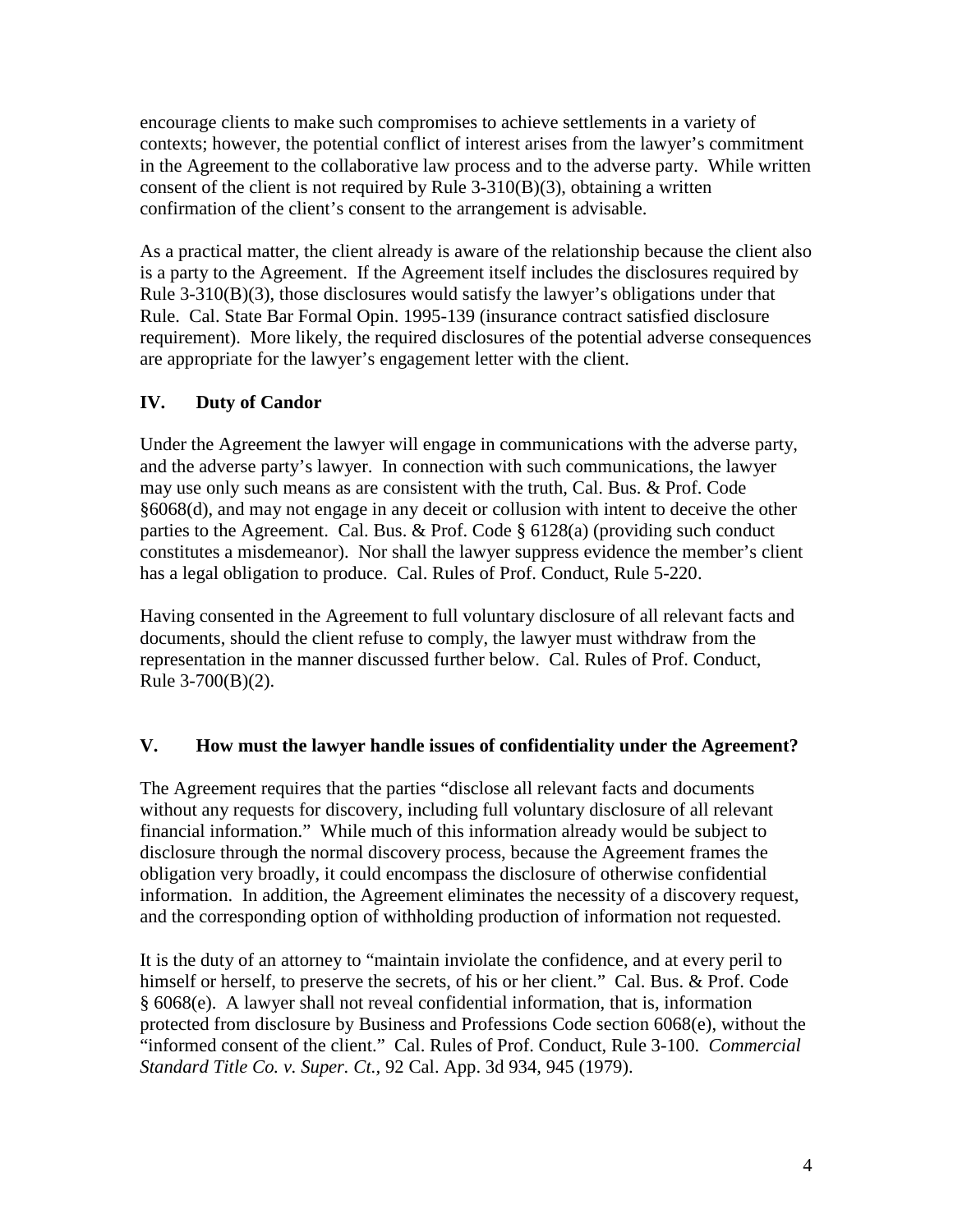encourage clients to make such compromises to achieve settlements in a variety of contexts; however, the potential conflict of interest arises from the lawyer's commitment in the Agreement to the collaborative law process and to the adverse party. While written consent of the client is not required by Rule 3-310(B)(3), obtaining a written confirmation of the client's consent to the arrangement is advisable.

As a practical matter, the client already is aware of the relationship because the client also is a party to the Agreement. If the Agreement itself includes the disclosures required by Rule 3-310(B)(3), those disclosures would satisfy the lawyer's obligations under that Rule. Cal. State Bar Formal Opin. 1995-139 (insurance contract satisfied disclosure requirement). More likely, the required disclosures of the potential adverse consequences are appropriate for the lawyer's engagement letter with the client.

## IV. Duty of Candor

Under the Agreement the lawyer will engage in communications with the adverse party, and the adverse party's lawyer. In connection with such communications, the lawyer may use only such means as are consistent with the truth, Cal. Bus. & Prof. Code §6068(d), and may not engage in any deceit or collusion with intent to deceive the other parties to the Agreement. Cal. Bus. & Prof. Code § 6128(a) (providing such conduct constitutes a misdemeanor). Nor shall the lawyer suppress evidence the member's client has a legal obligation to produce. Cal. Rules of Prof. Conduct, Rule 5-220.

Having consented in the Agreement to full voluntary disclosure of all relevant facts and documents, should the client refuse to comply, the lawyer must withdraw from the representation in the manner discussed further below. Cal. Rules of Prof. Conduct, Rule 3-700(B)(2).

## V. How must the lawyer handle issues of confidentiality under the Agreement?

The Agreement requires that the parties "disclose all relevant facts and documents without any requests for discovery, including full voluntary disclosure of all relevant financial information." While much of this information already would be subject to disclosure through the normal discovery process, because the Agreement frames the obligation very broadly, it could encompass the disclosure of otherwise confidential information. In addition, the Agreement eliminates the necessity of a discovery request, and the corresponding option of withholding production of information not requested.

It is the duty of an attorney to "maintain inviolate the confidence, and at every peril to himself or herself, to preserve the secrets, of his or her client." Cal. Bus. & Prof. Code § 6068(e). A lawyer shall not reveal confidential information, that is, information protected from disclosure by Business and Professions Code section 6068(e), without the "informed consent of the client." Cal. Rules of Prof. Conduct, Rule 3-100. *Commercial Standard Title Co. v. Super. Ct.*, 92 Cal. App. 3d 934, 945 (1979).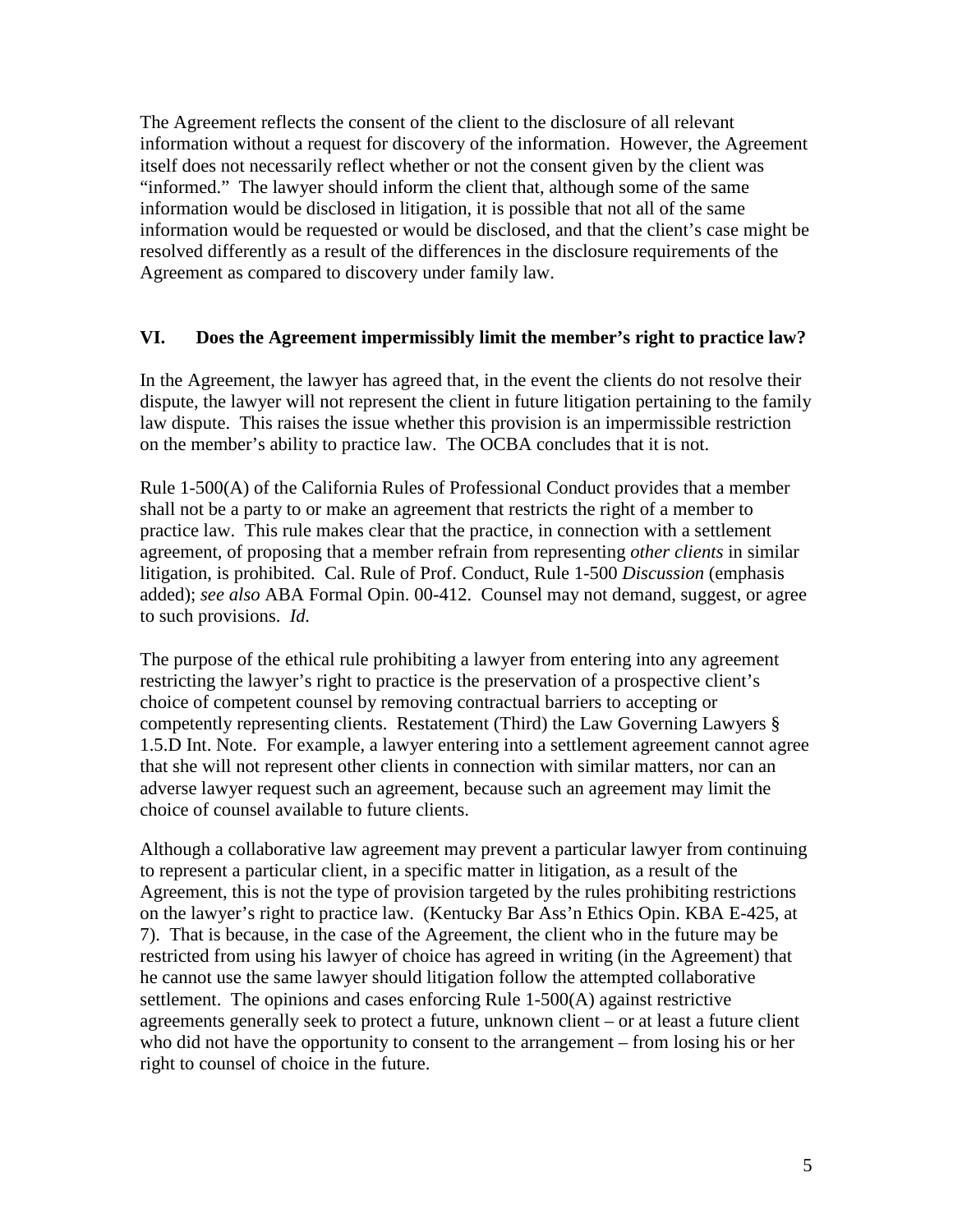The Agreement reflects the consent of the client to the disclosure of all relevant information without a request for discovery of the information. However, the Agreement itself does not necessarily reflect whether or not the consent given by the client was "informed." The lawyer should inform the client that, although some of the same information would be disclosed in litigation, it is possible that not all of the same information would be requested or would be disclosed, and that the client's case might be resolved differently as a result of the differences in the disclosure requirements of the Agreement as compared to discovery under family law.

## VI. Does the Agreement impermissibly limit the member's right to practice law?

In the Agreement, the lawyer has agreed that, in the event the clients do not resolve their dispute, the lawyer will not represent the client in future litigation pertaining to the family law dispute. This raises the issue whether this provision is an impermissible restriction on the member's ability to practice law. The OCBA concludes that it is not.

Rule 1-500(A) of the California Rules of Professional Conduct provides that a member shall not be a party to or make an agreement that restricts the right of a member to practice law. This rule makes clear that the practice, in connection with a settlement agreement, of proposing that a member refrain from representing *other clients* in similar litigation, is prohibited. Cal. Rule of Prof. Conduct, Rule 1-500 *Discussion* (emphasis added); *see also* ABA Formal Opin. 00-412. Counsel may not demand, suggest, or agree to such provisions. *Id.*

The purpose of the ethical rule prohibiting a lawyer from entering into any agreement restricting the lawyer's right to practice is the preservation of a prospective client's choice of competent counsel by removing contractual barriers to accepting or competently representing clients. Restatement (Third) the Law Governing Lawyers § 1.5.D Int. Note. For example, a lawyer entering into a settlement agreement cannot agree that she will not represent other clients in connection with similar matters, nor can an adverse lawyer request such an agreement, because such an agreement may limit the choice of counsel available to future clients.

Although a collaborative law agreement may prevent a particular lawyer from continuing to represent a particular client, in a specific matter in litigation, as a result of the Agreement, this is not the type of provision targeted by the rules prohibiting restrictions on the lawyer's right to practice law. (Kentucky Bar Ass'n Ethics Opin. KBA E-425, at 7). That is because, in the case of the Agreement, the client who in the future may be restricted from using his lawyer of choice has agreed in writing (in the Agreement) that he cannot use the same lawyer should litigation follow the attempted collaborative settlement. The opinions and cases enforcing Rule 1-500(A) against restrictive agreements generally seek to protect a future, unknown client – or at least a future client who did not have the opportunity to consent to the arrangement – from losing his or her right to counsel of choice in the future.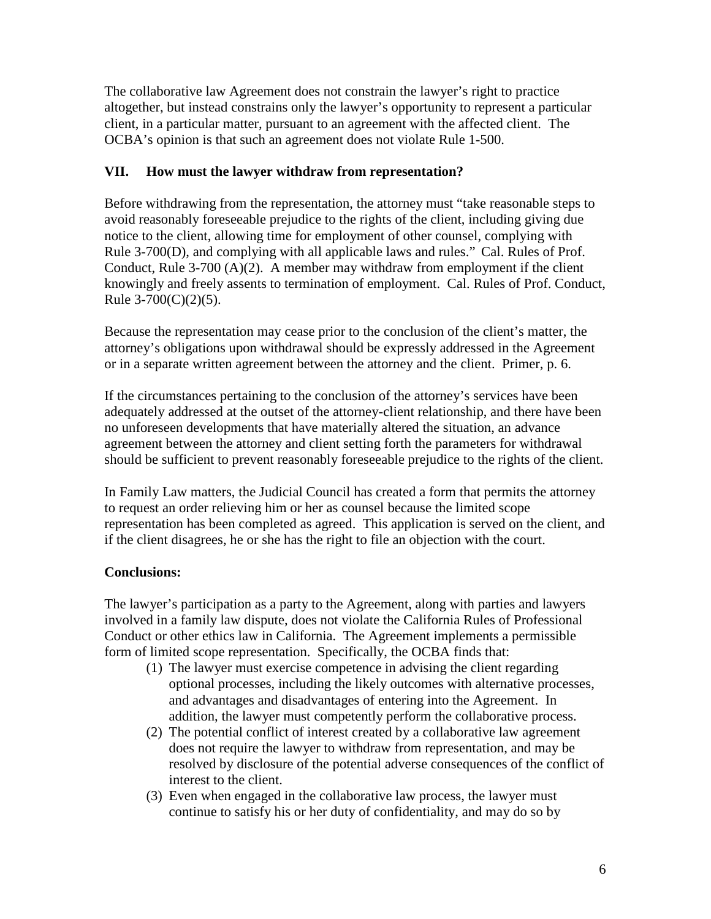The collaborative law Agreement does not constrain the lawyer's right to practice altogether, but instead constrains only the lawyer's opportunity to represent a particular client, in a particular matter, pursuant to an agreement with the affected client. The OCBA's opinion is that such an agreement does not violate Rule 1-500.

## VII. How must the lawyer withdraw from representation?

Before withdrawing from the representation, the attorney must "take reasonable steps to avoid reasonably foreseeable prejudice to the rights of the client, including giving due notice to the client, allowing time for employment of other counsel, complying with Rule 3-700(D), and complying with all applicable laws and rules." Cal. Rules of Prof. Conduct, Rule 3-700 (A)(2). A member may withdraw from employment if the client knowingly and freely assents to termination of employment. Cal. Rules of Prof. Conduct, Rule 3-700(C)(2)(5).

Because the representation may cease prior to the conclusion of the client's matter, the attorney's obligations upon withdrawal should be expressly addressed in the Agreement or in a separate written agreement between the attorney and the client. Primer, p. 6.

If the circumstances pertaining to the conclusion of the attorney's services have been adequately addressed at the outset of the attorney-client relationship, and there have been no unforeseen developments that have materially altered the situation, an advance agreement between the attorney and client setting forth the parameters for withdrawal should be sufficient to prevent reasonably foreseeable prejudice to the rights of the client.

In Family Law matters, the Judicial Council has created a form that permits the attorney to request an order relieving him or her as counsel because the limited scope representation has been completed as agreed. This application is served on the client, and if the client disagrees, he or she has the right to file an objection with the court.

**Conclusions:**

The lawyer's participation as a party to the Agreement, along with parties and lawyers involved in a family law dispute, does not violate the California Rules of Professional Conduct or other ethics law in California. The Agreement implements a permissible form of limited scope representation. Specifically, the OCBA finds that:

(1) The lawyer must exercise competence in advising the client regarding optional processes, including the likely outcomes with alternative processes, and advantages and disadvantages of entering into the Agreement. In addition, the lawyer must competently perform the collaborative process.

(2) The potential conflict of interest created by a collaborative law agreement does not require the lawyer to withdraw from representation, and may be resolved by disclosure of the potential adverse consequences of the conflict of interest to the client.

(3) Even when engaged in the collaborative law process, the lawyer must continue to satisfy his or her duty of confidentiality, and may do so by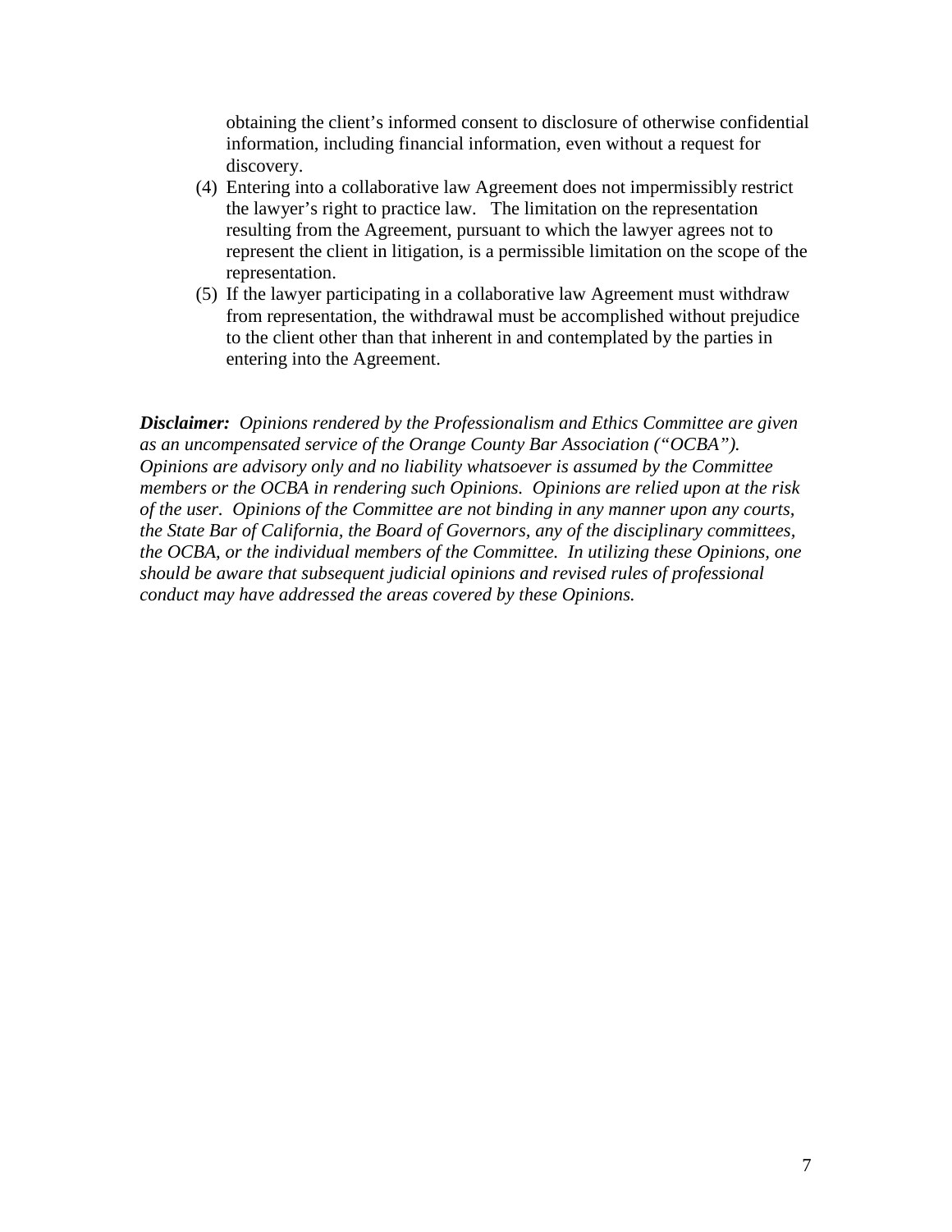obtaining the client's informed consent to disclosure of otherwise confidential information, including financial information, even without a request for discovery.

(4) Entering into a collaborative law Agreement does not impermissibly restrict the lawyer's right to practice law. The limitation on the representation resulting from the Agreement, pursuant to which the lawyer agrees not to represent the client in litigation, is a permissible limitation on the scope of the representation.

(5) If the lawyer participating in a collaborative law Agreement must withdraw from representation, the withdrawal must be accomplished without prejudice to the client other than that inherent in and contemplated by the parties in entering into the Agreement.

***Disclaimer:*** *Opinions rendered by the Professionalism and Ethics Committee are given as an uncompensated service of the Orange County Bar Association ("OCBA"). Opinions are advisory only and no liability whatsoever is assumed by the Committee members or the OCBA in rendering such Opinions. Opinions are relied upon at the risk of the user. Opinions of the Committee are not binding in any manner upon any courts, the State Bar of California, the Board of Governors, any of the disciplinary committees, the OCBA, or the individual members of the Committee. In utilizing these Opinions, one should be aware that subsequent judicial opinions and revised rules of professional conduct may have addressed the areas covered by these Opinions.*